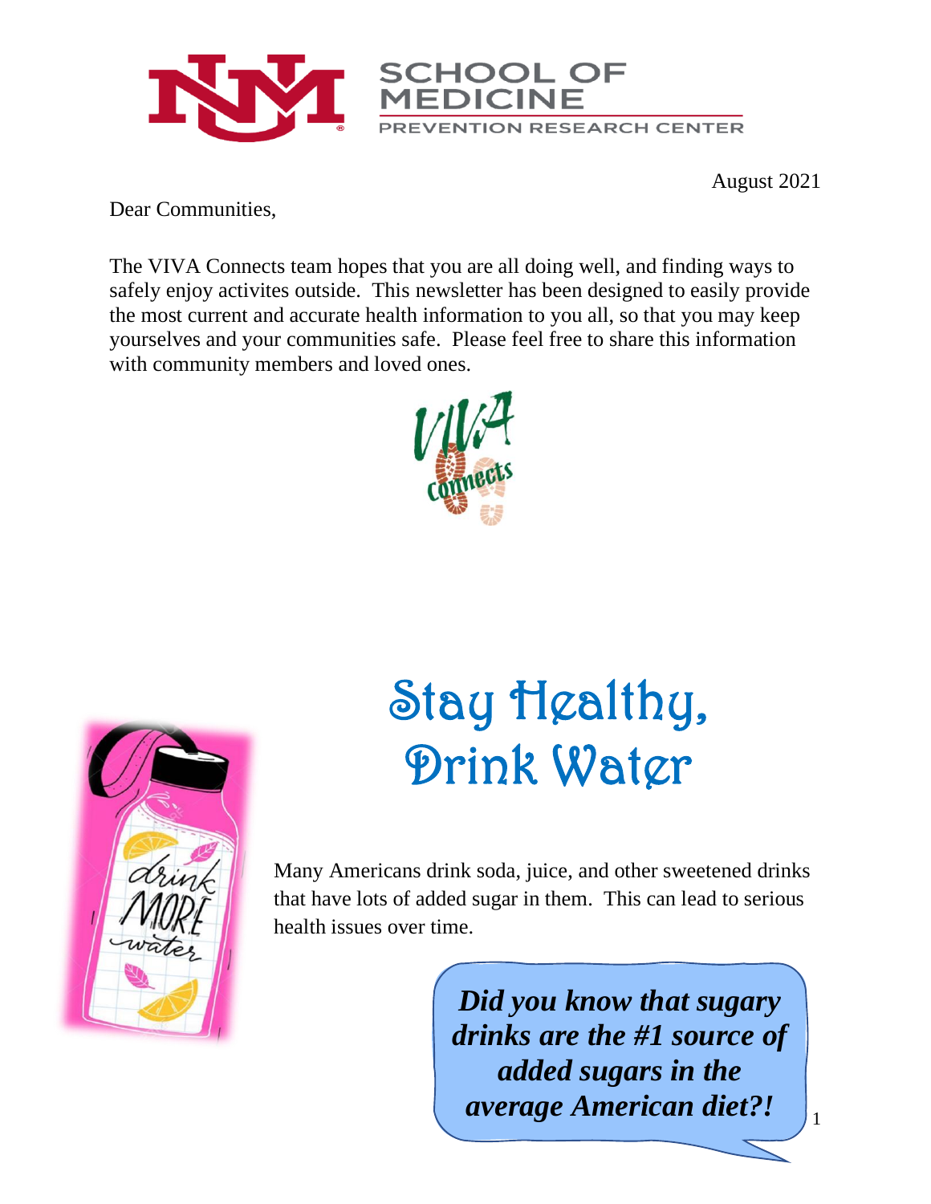SCHOOL OF MEDICINE
PREVENTION RESEARCH CENTER

August 2021

Dear Communities,

The VIVA Connects team hopes that you are all doing well, and finding ways to safely enjoy activites outside. This newsletter has been designed to easily provide the most current and accurate health information to you all, so that you may keep yourselves and your communities safe. Please feel free to share this information with community members and loved ones.

# Stay Healthy, Drink Water

Many Americans drink soda, juice, and other sweetened drinks that have lots of added sugar in them. This can lead to serious health issues over time.

***Did you know that sugary drinks are the #1 source of added sugars in the average American diet?!***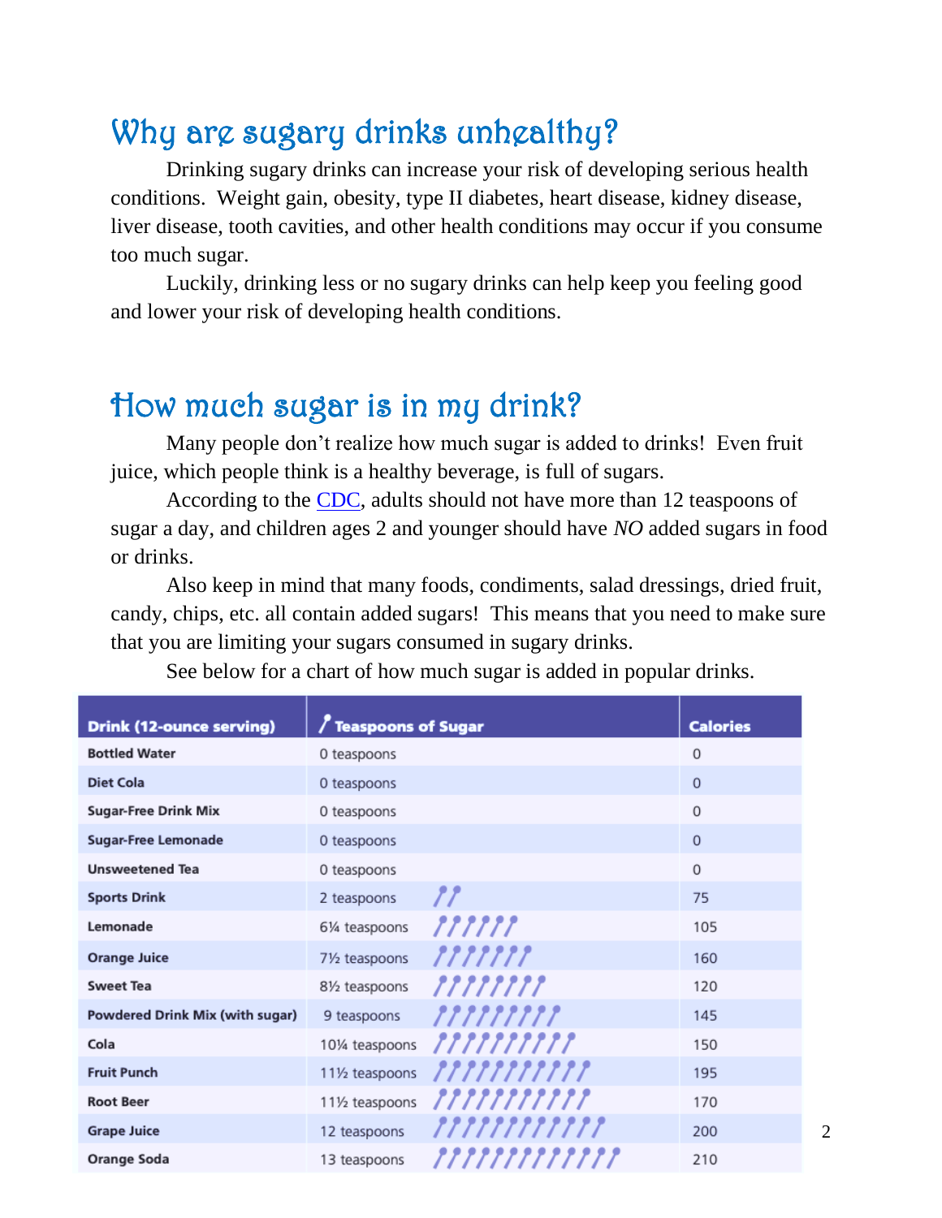## Why are sugary drinks unhealthy?

Drinking sugary drinks can increase your risk of developing serious health conditions. Weight gain, obesity, type II diabetes, heart disease, kidney disease, liver disease, tooth cavities, and other health conditions may occur if you consume too much sugar.

Luckily, drinking less or no sugary drinks can help keep you feeling good and lower your risk of developing health conditions.

## How much sugar is in my drink?

Many people don't realize how much sugar is added to drinks! Even fruit juice, which people think is a healthy beverage, is full of sugars.

According to the CDC, adults should not have more than 12 teaspoons of sugar a day, and children ages 2 and younger should have *NO* added sugars in food or drinks.

Also keep in mind that many foods, condiments, salad dressings, dried fruit, candy, chips, etc. all contain added sugars! This means that you need to make sure that you are limiting your sugars consumed in sugary drinks.

See below for a chart of how much sugar is added in popular drinks.

| Drink (12-ounce serving) | Teaspoons of Sugar | Calories |
|---|---|---|
| Bottled Water | 0 teaspoons | 0 |
| Diet Cola | 0 teaspoons | 0 |
| Sugar-Free Drink Mix | 0 teaspoons | 0 |
| Sugar-Free Lemonade | 0 teaspoons | 0 |
| Unsweetened Tea | 0 teaspoons | 0 |
| Sports Drink | 2 teaspoons | 75 |
| Lemonade | 6¼ teaspoons | 105 |
| Orange Juice | 7½ teaspoons | 160 |
| Sweet Tea | 8½ teaspoons | 120 |
| Powdered Drink Mix (with sugar) | 9 teaspoons | 145 |
| Cola | 10¼ teaspoons | 150 |
| Fruit Punch | 11½ teaspoons | 195 |
| Root Beer | 11½ teaspoons | 170 |
| Grape Juice | 12 teaspoons | 200 |
| Orange Soda | 13 teaspoons | 210 |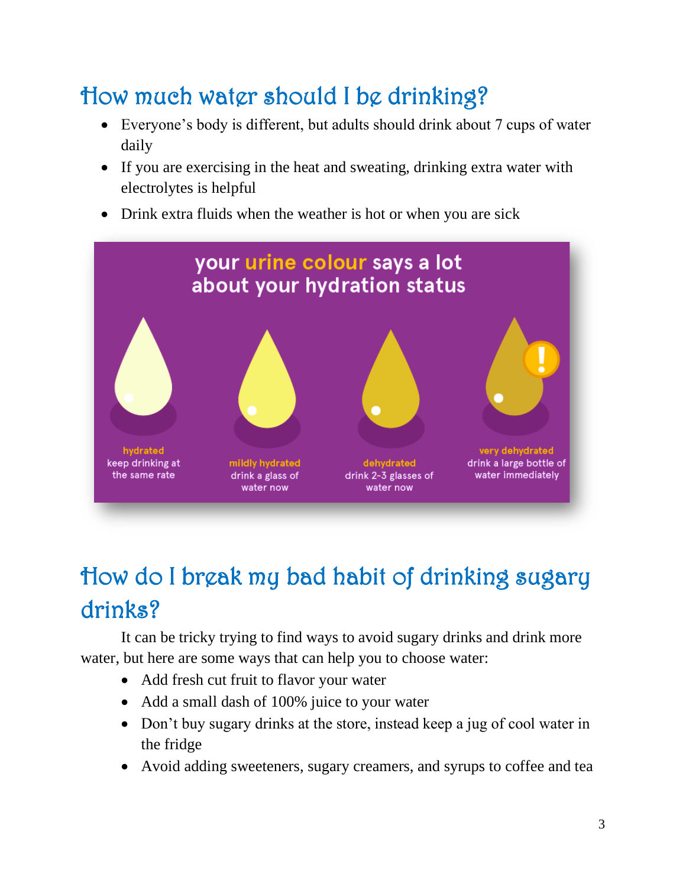## How much water should I be drinking?

- Everyone's body is different, but adults should drink about 7 cups of water daily
- If you are exercising in the heat and sweating, drinking extra water with electrolytes is helpful
- Drink extra fluids when the weather is hot or when you are sick

your urine colour says a lot about your hydration status

| hydrated | mildly hydrated | dehydrated | very dehydrated |
|---|---|---|---|
| keep drinking at the same rate | drink a glass of water now | drink 2-3 glasses of water now | drink a large bottle of water immediately |

## How do I break my bad habit of drinking sugary drinks?

It can be tricky trying to find ways to avoid sugary drinks and drink more water, but here are some ways that can help you to choose water:

- Add fresh cut fruit to flavor your water
- Add a small dash of 100% juice to your water
- Don't buy sugary drinks at the store, instead keep a jug of cool water in the fridge
- Avoid adding sweeteners, sugary creamers, and syrups to coffee and tea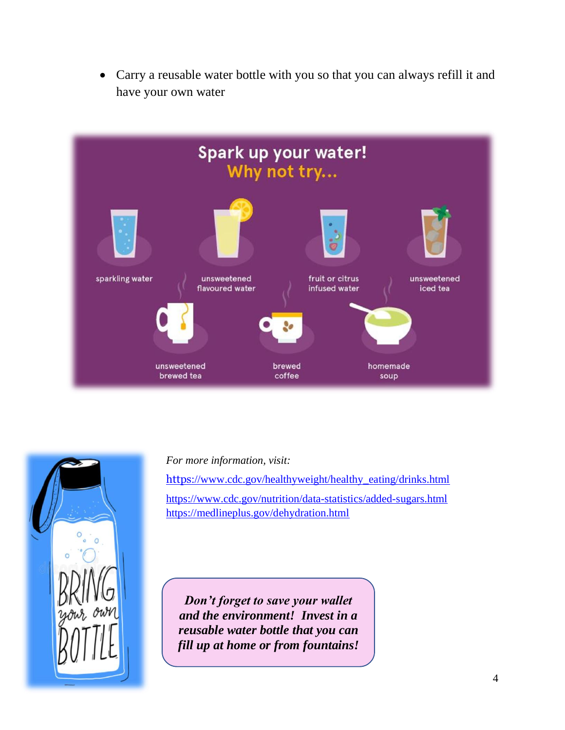- Carry a reusable water bottle with you so that you can always refill it and have your own water

Spark up your water!
Why not try...

sparkling water | unsweetened flavoured water | fruit or citrus infused water | unsweetened iced tea | unsweetened brewed tea | brewed coffee | homemade soup

*For more information, visit:*

https://www.cdc.gov/healthyweight/healthy_eating/drinks.html

https://www.cdc.gov/nutrition/data-statistics/added-sugars.html

https://medlineplus.gov/dehydration.html

***Don't forget to save your wallet and the environment! Invest in a reusable water bottle that you can fill up at home or from fountains!***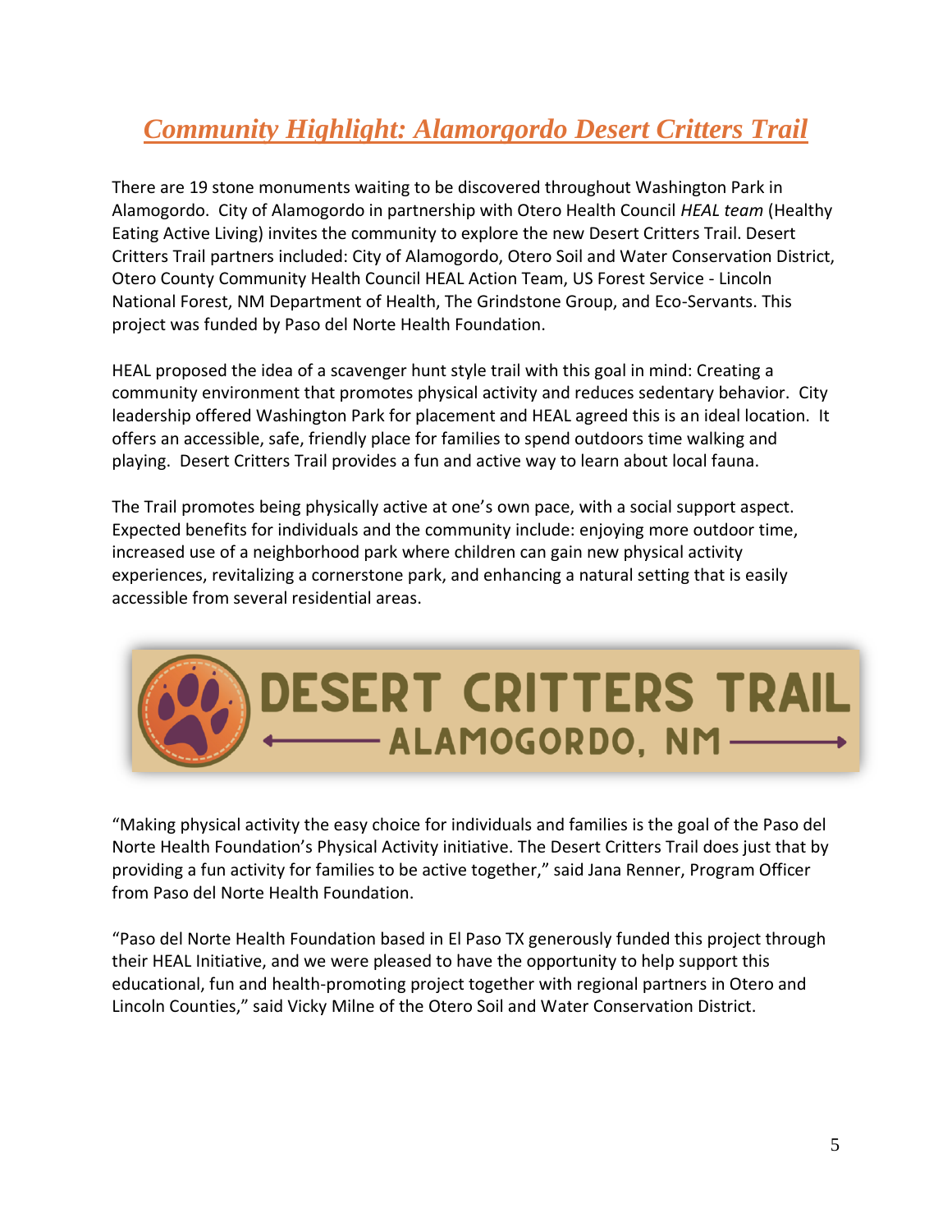## *Community Highlight: Alamorgordo Desert Critters Trail*

There are 19 stone monuments waiting to be discovered throughout Washington Park in Alamogordo. City of Alamogordo in partnership with Otero Health Council *HEAL team* (Healthy Eating Active Living) invites the community to explore the new Desert Critters Trail. Desert Critters Trail partners included: City of Alamogordo, Otero Soil and Water Conservation District, Otero County Community Health Council HEAL Action Team, US Forest Service - Lincoln National Forest, NM Department of Health, The Grindstone Group, and Eco-Servants. This project was funded by Paso del Norte Health Foundation.

HEAL proposed the idea of a scavenger hunt style trail with this goal in mind: Creating a community environment that promotes physical activity and reduces sedentary behavior. City leadership offered Washington Park for placement and HEAL agreed this is an ideal location. It offers an accessible, safe, friendly place for families to spend outdoors time walking and playing. Desert Critters Trail provides a fun and active way to learn about local fauna.

The Trail promotes being physically active at one's own pace, with a social support aspect. Expected benefits for individuals and the community include: enjoying more outdoor time, increased use of a neighborhood park where children can gain new physical activity experiences, revitalizing a cornerstone park, and enhancing a natural setting that is easily accessible from several residential areas.

DESERT CRITTERS TRAIL
ALAMOGORDO, NM

"Making physical activity the easy choice for individuals and families is the goal of the Paso del Norte Health Foundation's Physical Activity initiative. The Desert Critters Trail does just that by providing a fun activity for families to be active together," said Jana Renner, Program Officer from Paso del Norte Health Foundation.

"Paso del Norte Health Foundation based in El Paso TX generously funded this project through their HEAL Initiative, and we were pleased to have the opportunity to help support this educational, fun and health-promoting project together with regional partners in Otero and Lincoln Counties," said Vicky Milne of the Otero Soil and Water Conservation District.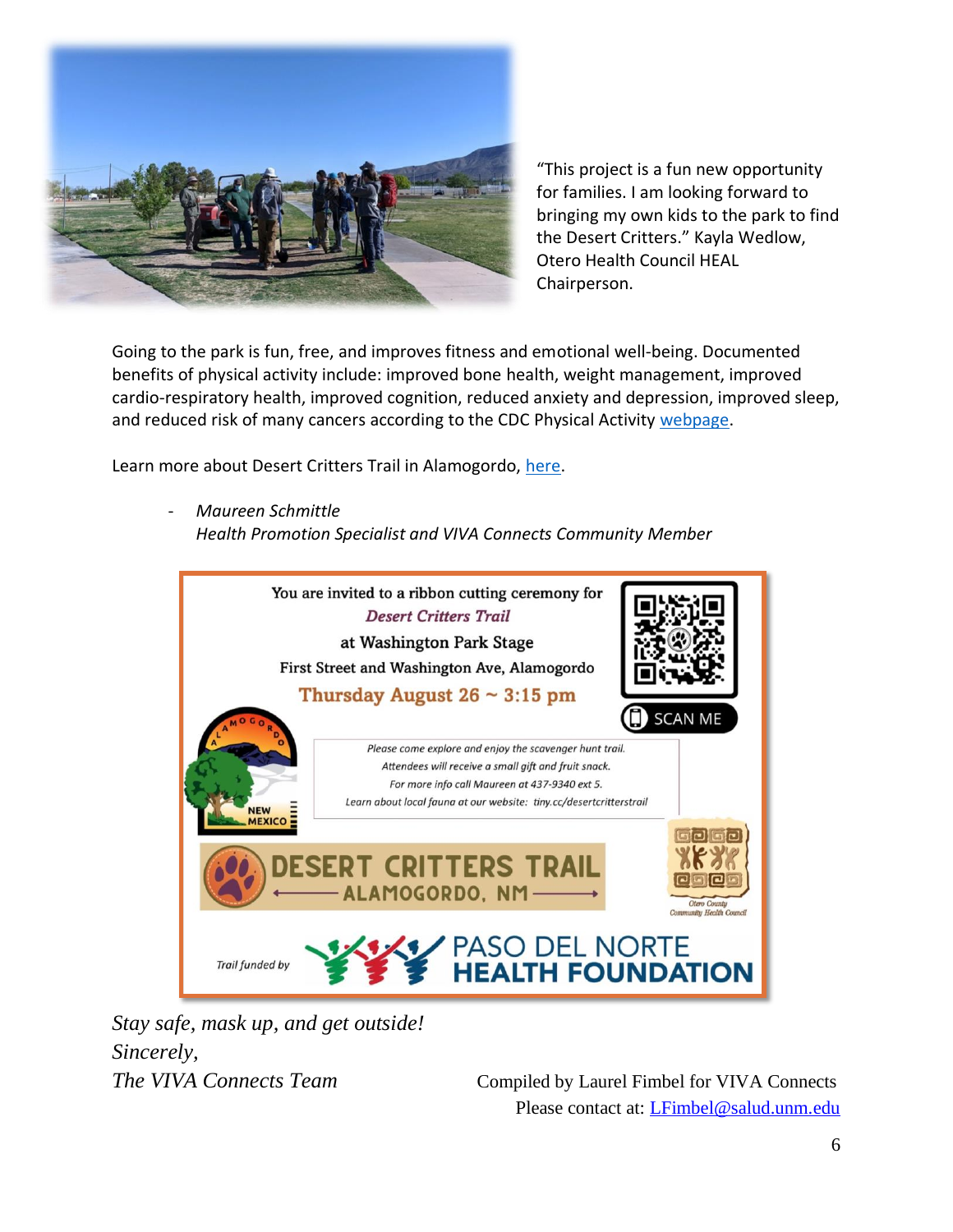"This project is a fun new opportunity for families. I am looking forward to bringing my own kids to the park to find the Desert Critters." Kayla Wedlow, Otero Health Council HEAL Chairperson.

Going to the park is fun, free, and improves fitness and emotional well-being. Documented benefits of physical activity include: improved bone health, weight management, improved cardio-respiratory health, improved cognition, reduced anxiety and depression, improved sleep, and reduced risk of many cancers according to the CDC Physical Activity webpage.

Learn more about Desert Critters Trail in Alamogordo, here.

- *Maureen Schmittle*
  *Health Promotion Specialist and VIVA Connects Community Member*

You are invited to a ribbon cutting ceremony for
*Desert Critters Trail*
at Washington Park Stage
First Street and Washington Ave, Alamogordo
**Thursday August 26 ~ 3:15 pm**

SCAN ME

*Please come explore and enjoy the scavenger hunt trail.*
*Attendees will receive a small gift and fruit snack.*
*For more info call Maureen at 437-9340 ext 5.*
*Learn about local fauna at our website: tiny.cc/desertcritterstrail*

ALAMOGORDO NEW MEXICO

DESERT CRITTERS TRAIL
ALAMOGORDO, NM

Otero County Community Health Council

Trail funded by PASO DEL NORTE HEALTH FOUNDATION

*Stay safe, mask up, and get outside!*
*Sincerely,*
*The VIVA Connects Team*

Compiled by Laurel Fimbel for VIVA Connects
Please contact at: LFimbel@salud.unm.edu